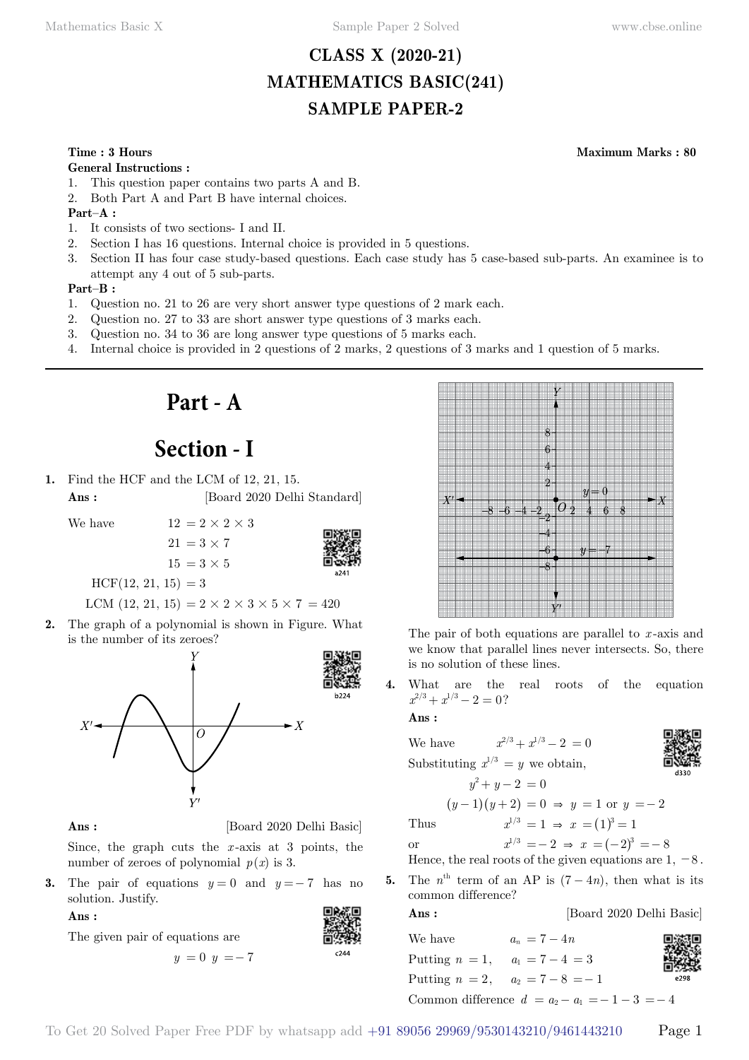# CLASS X (2020-21)
# MATHEMATICS BASIC(241)
# SAMPLE PAPER-2

**Time : 3 Hours** **Maximum Marks : 80**

**General Instructions :**

1. This question paper contains two parts A and B.
2. Both Part A and Part B have internal choices.

**Part–A :**

1. It consists of two sections- I and II.
2. Section I has 16 questions. Internal choice is provided in 5 questions.
3. Section II has four case study-based questions. Each case study has 5 case-based sub-parts. An examinee is to attempt any 4 out of 5 sub-parts.

**Part–B :**

1. Question no. 21 to 26 are very short answer type questions of 2 mark each.
2. Question no. 27 to 33 are short answer type questions of 3 marks each.
3. Question no. 34 to 36 are long answer type questions of 5 marks each.
4. Internal choice is provided in 2 questions of 2 marks, 2 questions of 3 marks and 1 question of 5 marks.

## Part - A

## Section - I

**1.** Find the HCF and the LCM of 12, 21, 15.

**Ans :** [Board 2020 Delhi Standard]

We have

$$12 = 2 \times 2 \times 3$$
$$21 = 3 \times 7$$
$$15 = 3 \times 5$$
$$\text{HCF}(12, 21, 15) = 3$$
$$\text{LCM}(12, 21, 15) = 2 \times 2 \times 3 \times 5 \times 7 = 420$$

**2.** The graph of a polynomial is shown in Figure. What is the number of its zeroes?

**Ans :** [Board 2020 Delhi Basic]

Since, the graph cuts the $x$-axis at 3 points, the number of zeroes of polynomial $p(x)$ is 3.

**3.** The pair of equations $y = 0$ and $y = -7$ has no solution. Justify.

**Ans :**

The given pair of equations are

$$y = 0 \quad y = -7$$

The pair of both equations are parallel to $x$-axis and we know that parallel lines never intersects. So, there is no solution of these lines.

**4.** What are the real roots of the equation $x^{2/3} + x^{1/3} - 2 = 0$?

**Ans :**

We have
$$x^{2/3} + x^{1/3} - 2 = 0$$

Substituting $x^{1/3} = y$ we obtain,

$$y^2 + y - 2 = 0$$
$$(y-1)(y+2) = 0 \Rightarrow y = 1 \text{ or } y = -2$$

Thus
$$x^{1/3} = 1 \Rightarrow x = (1)^3 = 1$$

or
$$x^{1/3} = -2 \Rightarrow x = (-2)^3 = -8$$

Hence, the real roots of the given equations are $1, -8$.

**5.** The $n^{th}$ term of an AP is $(7 - 4n)$, then what is its common difference?

**Ans :** [Board 2020 Delhi Basic]

We have
$$a_n = 7 - 4n$$

Putting $n = 1$, $\quad a_1 = 7 - 4 = 3$

Putting $n = 2$, $\quad a_2 = 7 - 8 = -1$

Common difference $d = a_2 - a_1 = -1 - 3 = -4$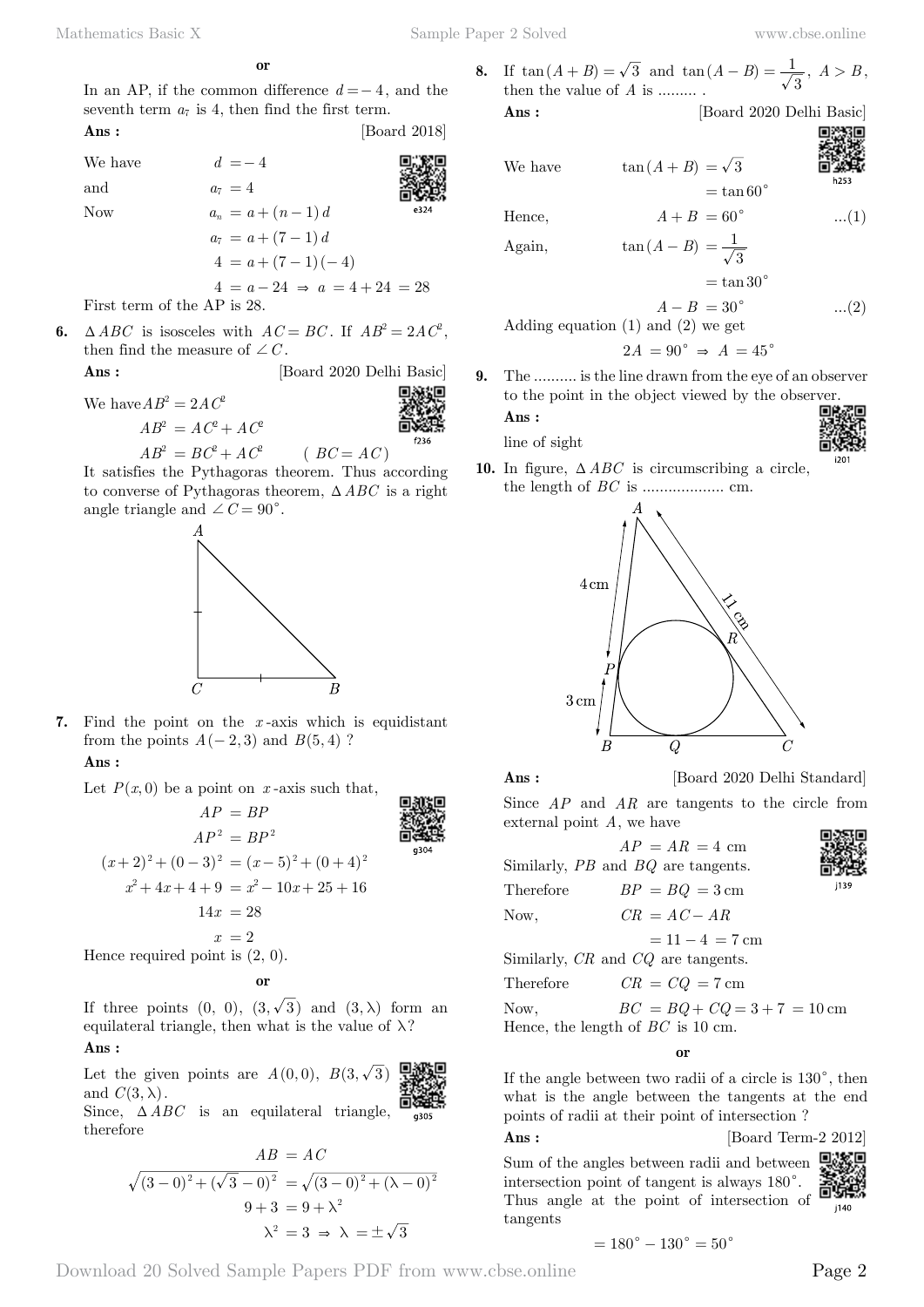**or**

In an AP, if the common difference $d = -4$, and the seventh term $a_7$ is 4, then find the first term.

**Ans :** [Board 2018]

We have $d = -4$

and $a_7 = 4$

Now
$$a_n = a + (n-1)d$$
$$a_7 = a + (7-1)d$$
$$4 = a + (7-1)(-4)$$
$$4 = a - 24 \Rightarrow a = 4 + 24 = 28$$

First term of the AP is 28.

**6.** $\Delta ABC$ is isosceles with $AC = BC$. If $AB^2 = 2AC^2$, then find the measure of $\angle C$.

**Ans :** [Board 2020 Delhi Basic]

We have $AB^2 = 2AC^2$
$$AB^2 = AC^2 + AC^2$$
$$AB^2 = BC^2 + AC^2 \qquad (BC = AC)$$

It satisfies the Pythagoras theorem. Thus according to converse of Pythagoras theorem, $\Delta ABC$ is a right angle triangle and $\angle C = 90^\circ$.

**7.** Find the point on the $x$-axis which is equidistant from the points $A(-2, 3)$ and $B(5, 4)$ ?

**Ans :**

Let $P(x, 0)$ be a point on $x$-axis such that,
$$AP = BP$$
$$AP^2 = BP^2$$
$$(x+2)^2 + (0-3)^2 = (x-5)^2 + (0+4)^2$$
$$x^2 + 4x + 4 + 9 = x^2 - 10x + 25 + 16$$
$$14x = 28$$
$$x = 2$$

Hence required point is (2, 0).

**or**

If three points (0, 0), $(3, \sqrt{3})$ and $(3, \lambda)$ form an equilateral triangle, then what is the value of $\lambda$?

**Ans :**

Let the given points are $A(0, 0)$, $B(3, \sqrt{3})$ and $C(3, \lambda)$.

Since, $\Delta ABC$ is an equilateral triangle, therefore
$$AB = AC$$
$$\sqrt{(3-0)^2 + (\sqrt{3}-0)^2} = \sqrt{(3-0)^2 + (\lambda-0)^2}$$
$$9 + 3 = 9 + \lambda^2$$
$$\lambda^2 = 3 \Rightarrow \lambda = \pm\sqrt{3}$$

**8.** If $\tan(A+B) = \sqrt{3}$ and $\tan(A-B) = \frac{1}{\sqrt{3}}$, $A > B$, then the value of $A$ is ......... .

**Ans :** [Board 2020 Delhi Basic]

We have
$$\tan(A+B) = \sqrt{3} = \tan 60^\circ$$

Hence,
$$A + B = 60^\circ \qquad ...(1)$$

Again,
$$\tan(A-B) = \frac{1}{\sqrt{3}} = \tan 30^\circ$$
$$A - B = 30^\circ \qquad ...(2)$$

Adding equation (1) and (2) we get
$$2A = 90^\circ \Rightarrow A = 45^\circ$$

**9.** The .......... is the line drawn from the eye of an observer to the point in the object viewed by the observer.

**Ans :**

line of sight

**10.** In figure, $\Delta ABC$ is circumscribing a circle, the length of $BC$ is .................. cm.

**Ans :** [Board 2020 Delhi Standard]

Since $AP$ and $AR$ are tangents to the circle from external point $A$, we have
$$AP = AR = 4 \text{ cm}$$

Similarly, $PB$ and $BQ$ are tangents.

Therefore
$$BP = BQ = 3 \text{ cm}$$

Now,
$$CR = AC - AR = 11 - 4 = 7 \text{ cm}$$

Similarly, $CR$ and $CQ$ are tangents.

Therefore
$$CR = CQ = 7 \text{ cm}$$

Now,
$$BC = BQ + CQ = 3 + 7 = 10 \text{ cm}$$

Hence, the length of $BC$ is 10 cm.

**or**

If the angle between two radii of a circle is $130^\circ$, then what is the angle between the tangents at the end points of radii at their point of intersection ?

**Ans :** [Board Term-2 2012]

Sum of the angles between radii and between intersection point of tangent is always $180^\circ$. Thus angle at the point of intersection of tangents
$$= 180^\circ - 130^\circ = 50^\circ$$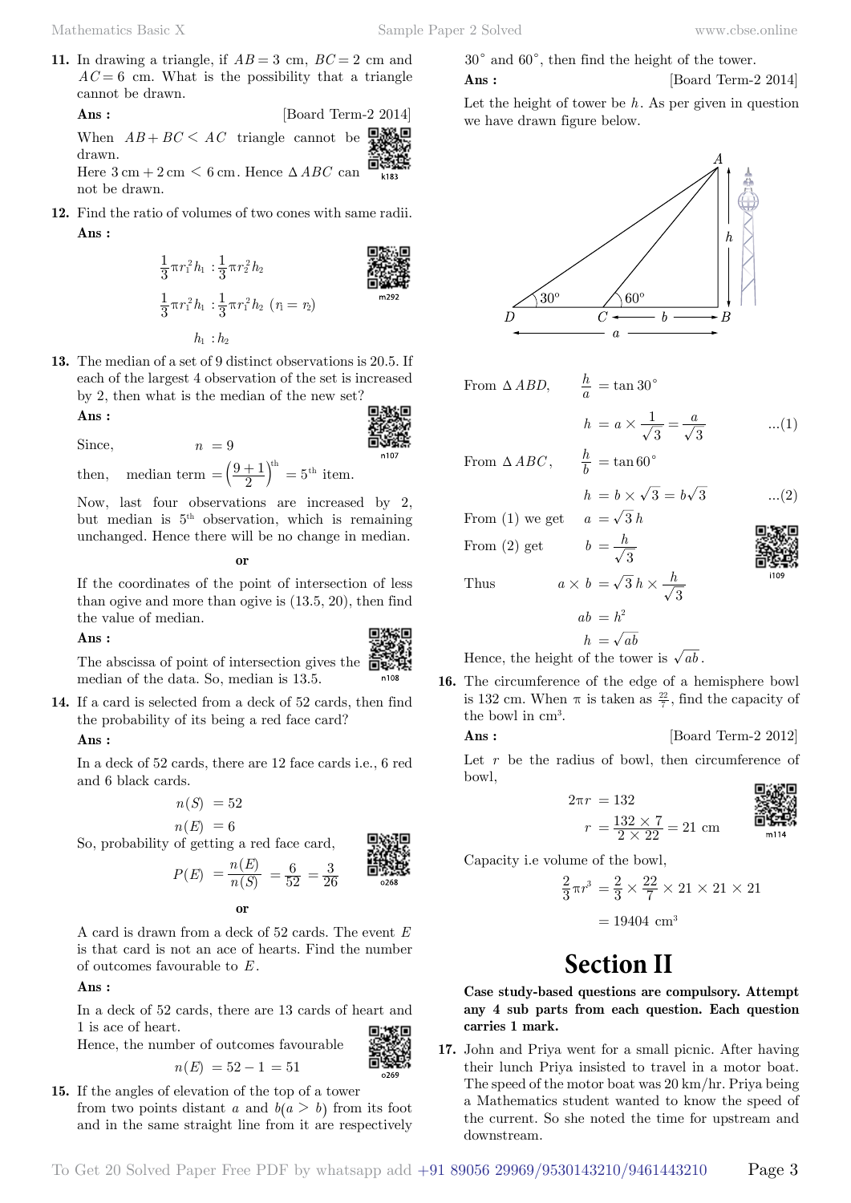**11.** In drawing a triangle, if $AB = 3$ cm, $BC = 2$ cm and $AC = 6$ cm. What is the possibility that a triangle cannot be drawn.

**Ans :** [Board Term-2 2014]

When $AB + BC < AC$ triangle cannot be drawn.

Here $3\text{ cm} + 2\text{ cm} < 6\text{ cm}$. Hence $\Delta ABC$ can not be drawn.

**12.** Find the ratio of volumes of two cones with same radii.

**Ans :**

$$\frac{1}{3}\pi r_1^2 h_1 : \frac{1}{3}\pi r_2^2 h_2$$

$$\frac{1}{3}\pi r_1^2 h_1 : \frac{1}{3}\pi r_1^2 h_2 \;\; (r_1 = r_2)$$

$$h_1 : h_2$$

**13.** The median of a set of 9 distinct observations is 20.5. If each of the largest 4 observation of the set is increased by 2, then what is the median of the new set?

**Ans :**

Since, $n = 9$

then, median term $= \left(\frac{9+1}{2}\right)^{\text{th}} = 5^{\text{th}}$ item.

Now, last four observations are increased by 2, but median is $5^{\text{th}}$ observation, which is remaining unchanged. Hence there will be no change in median.

**or**

If the coordinates of the point of intersection of less than ogive and more than ogive is (13.5, 20), then find the value of median.

**Ans :**

The abscissa of point of intersection gives the median of the data. So, median is 13.5.

**14.** If a card is selected from a deck of 52 cards, then find the probability of its being a red face card?

**Ans :**

In a deck of 52 cards, there are 12 face cards i.e., 6 red and 6 black cards.

$$n(S) = 52$$

$$n(E) = 6$$

So, probability of getting a red face card,

$$P(E) = \frac{n(E)}{n(S)} = \frac{6}{52} = \frac{3}{26}$$

**or**

A card is drawn from a deck of 52 cards. The event $E$ is that card is not an ace of hearts. Find the number of outcomes favourable to $E$.

**Ans :**

In a deck of 52 cards, there are 13 cards of heart and 1 is ace of heart.

Hence, the number of outcomes favourable

$$n(E) = 52 - 1 = 51$$

**15.** If the angles of elevation of the top of a tower from two points distant $a$ and $b(a > b)$ from its foot and in the same straight line from it are respectively $30^\circ$ and $60^\circ$, then find the height of the tower.

**Ans :** [Board Term-2 2014]

Let the height of tower be $h$. As per given in question we have drawn figure below.

From $\Delta ABD$, $\quad \frac{h}{a} = \tan 30^\circ$

$$h = a \times \frac{1}{\sqrt{3}} = \frac{a}{\sqrt{3}} \quad \text{...(1)}$$

From $\Delta ABC$, $\quad \frac{h}{b} = \tan 60^\circ$

$$h = b \times \sqrt{3} = b\sqrt{3} \quad \text{...(2)}$$

From (1) we get $\quad a = \sqrt{3}\,h$

From (2) get $\quad b = \frac{h}{\sqrt{3}}$

Thus $\quad a \times b = \sqrt{3}\,h \times \frac{h}{\sqrt{3}}$

$$ab = h^2$$

$$h = \sqrt{ab}$$

Hence, the height of the tower is $\sqrt{ab}$.

**16.** The circumference of the edge of a hemisphere bowl is 132 cm. When $\pi$ is taken as $\frac{22}{7}$, find the capacity of the bowl in $\text{cm}^3$.

**Ans :** [Board Term-2 2012]

Let $r$ be the radius of bowl, then circumference of bowl,

$$2\pi r = 132$$

$$r = \frac{132 \times 7}{2 \times 22} = 21 \text{ cm}$$

Capacity i.e volume of the bowl,

$$\frac{2}{3}\pi r^3 = \frac{2}{3} \times \frac{22}{7} \times 21 \times 21 \times 21$$

$$= 19404 \text{ cm}^3$$

# Section II

**Case study-based questions are compulsory. Attempt any 4 sub parts from each question. Each question carries 1 mark.**

**17.** John and Priya went for a small picnic. After having their lunch Priya insisted to travel in a motor boat. The speed of the motor boat was 20 km/hr. Priya being a Mathematics student wanted to know the speed of the current. So she noted the time for upstream and downstream.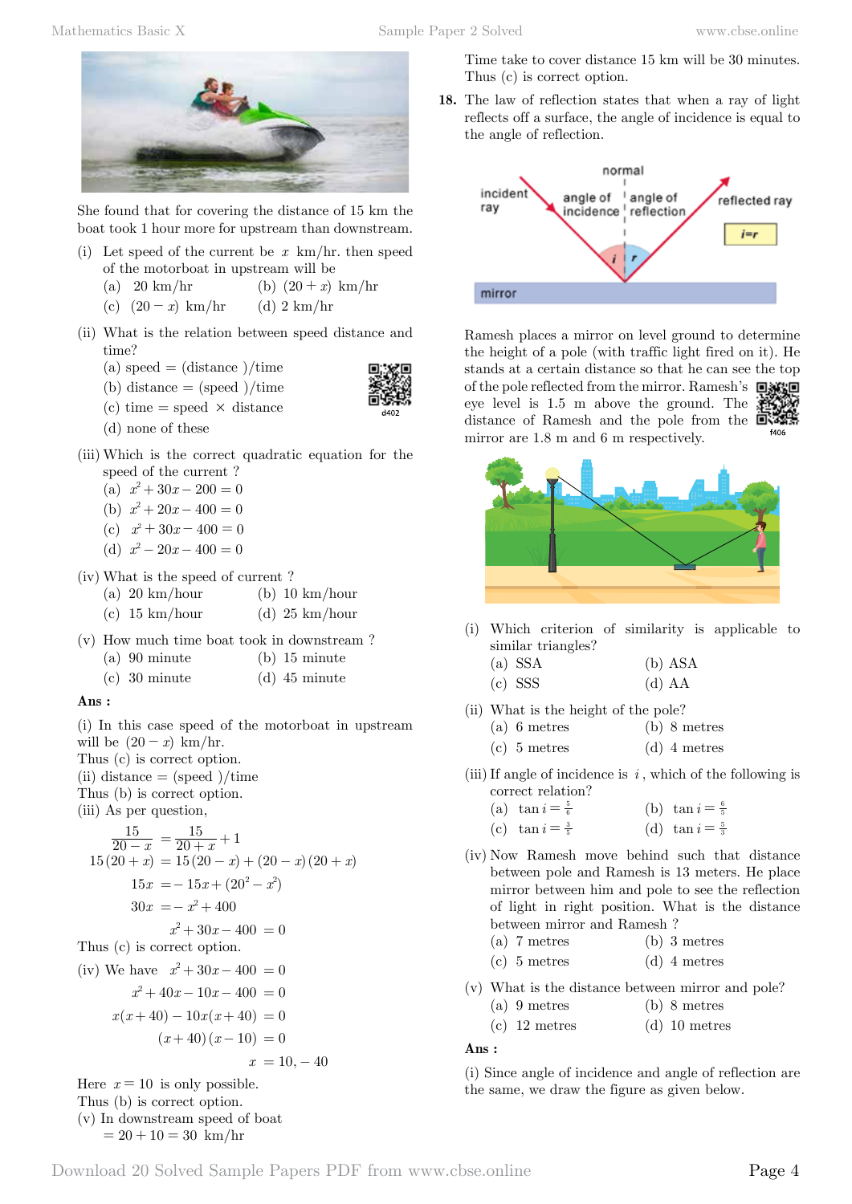She found that for covering the distance of 15 km the boat took 1 hour more for upstream than downstream.

(i) Let speed of the current be $x$ km/hr. then speed of the motorboat in upstream will be
   (a) 20 km/hr  (b) $(20+x)$ km/hr
   (c) $(20-x)$ km/hr  (d) 2 km/hr

(ii) What is the relation between speed distance and time?
   (a) speed = (distance )/time
   (b) distance = (speed )/time
   (c) time = speed × distance
   (d) none of these

(iii) Which is the correct quadratic equation for the speed of the current ?
   (a) $x^2+30x-200=0$
   (b) $x^2+20x-400=0$
   (c) $x^2+30x-400=0$
   (d) $x^2-20x-400=0$

(iv) What is the speed of current ?
   (a) 20 km/hour  (b) 10 km/hour
   (c) 15 km/hour  (d) 25 km/hour

(v) How much time boat took in downstream ?
   (a) 90 minute  (b) 15 minute
   (c) 30 minute  (d) 45 minute

**Ans :**

(i) In this case speed of the motorboat in upstream will be $(20-x)$ km/hr.
Thus (c) is correct option.
(ii) distance = (speed )/time
Thus (b) is correct option.
(iii) As per question,

$$\frac{15}{20-x} = \frac{15}{20+x}+1$$
$$15(20+x) = 15(20-x)+(20-x)(20+x)$$
$$15x = -15x+(20^2-x^2)$$
$$30x = -x^2+400$$
$$x^2+30x-400 = 0$$

Thus (c) is correct option.

(iv) We have $x^2+30x-400 = 0$

$$x^2+40x-10x-400 = 0$$
$$x(x+40)-10x(x+40) = 0$$
$$(x+40)(x-10) = 0$$
$$x = 10, -40$$

Here $x=10$ is only possible.
Thus (b) is correct option.
(v) In downstream speed of boat
$= 20+10 = 30$ km/hr

Time take to cover distance 15 km will be 30 minutes.
Thus (c) is correct option.

**18.** The law of reflection states that when a ray of light reflects off a surface, the angle of incidence is equal to the angle of reflection.

Ramesh places a mirror on level ground to determine the height of a pole (with traffic light fired on it). He stands at a certain distance so that he can see the top of the pole reflected from the mirror. Ramesh's eye level is 1.5 m above the ground. The distance of Ramesh and the pole from the mirror are 1.8 m and 6 m respectively.

(i) Which criterion of similarity is applicable to similar triangles?
   (a) SSA  (b) ASA
   (c) SSS  (d) AA

(ii) What is the height of the pole?
   (a) 6 metres  (b) 8 metres
   (c) 5 metres  (d) 4 metres

(iii) If angle of incidence is $i$, which of the following is correct relation?
   (a) $\tan i = \frac{5}{6}$  (b) $\tan i = \frac{6}{5}$
   (c) $\tan i = \frac{3}{5}$  (d) $\tan i = \frac{5}{3}$

(iv) Now Ramesh move behind such that distance between pole and Ramesh is 13 meters. He place mirror between him and pole to see the reflection of light in right position. What is the distance between mirror and Ramesh ?
   (a) 7 metres  (b) 3 metres
   (c) 5 metres  (d) 4 metres

(v) What is the distance between mirror and pole?
   (a) 9 metres  (b) 8 metres
   (c) 12 metres  (d) 10 metres

**Ans :**

(i) Since angle of incidence and angle of reflection are the same, we draw the figure as given below.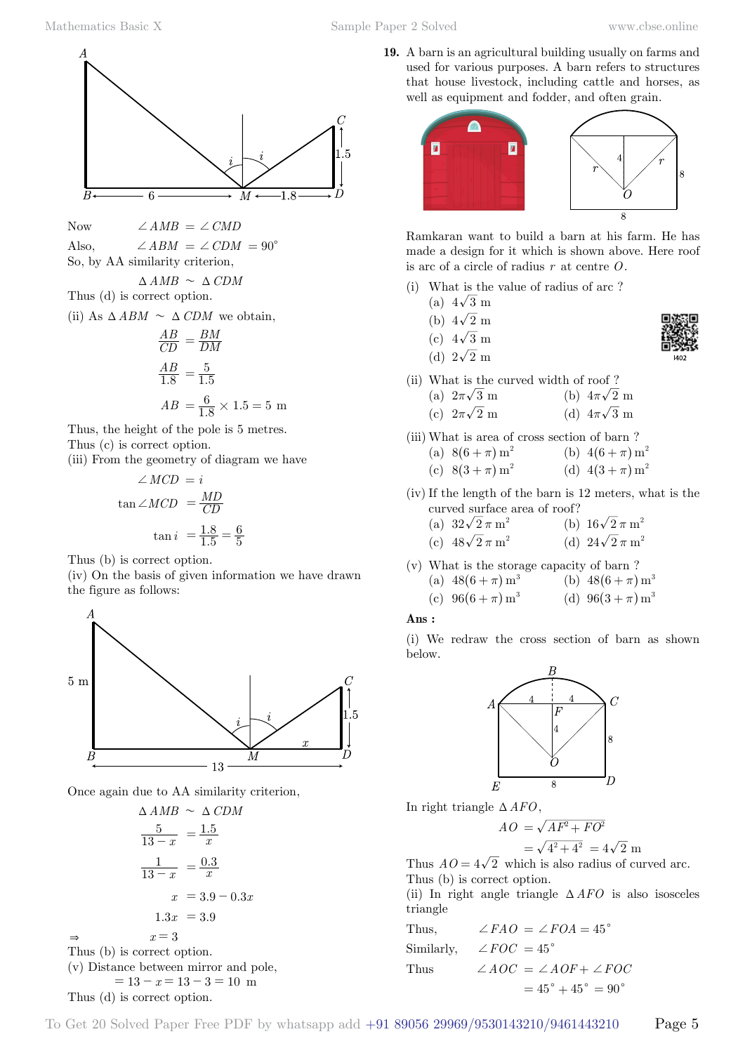Now $\angle AMB = \angle CMD$

Also, $\angle ABM = \angle CDM = 90^\circ$

So, by AA similarity criterion,

$$\Delta AMB \sim \Delta CDM$$

Thus (d) is correct option.

(ii) As $\Delta ABM \sim \Delta CDM$ we obtain,

$$\frac{AB}{CD} = \frac{BM}{DM}$$

$$\frac{AB}{1.8} = \frac{5}{1.5}$$

$$AB = \frac{6}{1.8} \times 1.5 = 5 \text{ m}$$

Thus, the height of the pole is 5 metres.

Thus (c) is correct option.

(iii) From the geometry of diagram we have

$$\angle MCD = i$$

$$\tan\angle MCD = \frac{MD}{CD}$$

$$\tan i = \frac{1.8}{1.5} = \frac{6}{5}$$

Thus (b) is correct option.

(iv) On the basis of given information we have drawn the figure as follows:

Once again due to AA similarity criterion,

$$\Delta AMB \sim \Delta CDM$$

$$\frac{5}{13-x} = \frac{1.5}{x}$$

$$\frac{1}{13-x} = \frac{0.3}{x}$$

$$x = 3.9 - 0.3x$$

$$1.3x = 3.9$$

$$\Rightarrow \quad x = 3$$

Thus (b) is correct option.

(v) Distance between mirror and pole,

$$= 13 - x = 13 - 3 = 10 \text{ m}$$

Thus (d) is correct option.

**19.** A barn is an agricultural building usually on farms and used for various purposes. A barn refers to structures that house livestock, including cattle and horses, as well as equipment and fodder, and often grain.

Ramkaran want to build a barn at his farm. He has made a design for it which is shown above. Here roof is arc of a circle of radius $r$ at centre $O$.

(i) What is the value of radius of arc ?
 (a) $4\sqrt{3}$ m
 (b) $4\sqrt{2}$ m
 (c) $4\sqrt{3}$ m
 (d) $2\sqrt{2}$ m

(ii) What is the curved width of roof ?
 (a) $2\pi\sqrt{3}$ m
 (b) $4\pi\sqrt{2}$ m
 (c) $2\pi\sqrt{2}$ m
 (d) $4\pi\sqrt{3}$ m

(iii) What is area of cross section of barn ?
 (a) $8(6+\pi)\text{ m}^2$
 (b) $4(6+\pi)\text{ m}^2$
 (c) $8(3+\pi)\text{ m}^2$
 (d) $4(3+\pi)\text{ m}^2$

(iv) If the length of the barn is 12 meters, what is the curved surface area of roof?
 (a) $32\sqrt{2}\,\pi\text{ m}^2$
 (b) $16\sqrt{2}\,\pi\text{ m}^2$
 (c) $48\sqrt{2}\,\pi\text{ m}^2$
 (d) $24\sqrt{2}\,\pi\text{ m}^2$

(v) What is the storage capacity of barn ?
 (a) $48(6+\pi)\text{ m}^3$
 (b) $48(6+\pi)\text{ m}^3$
 (c) $96(6+\pi)\text{ m}^3$
 (d) $96(3+\pi)\text{ m}^3$

**Ans :**

(i) We redraw the cross section of barn as shown below.

In right triangle $\Delta AFO$,

$$AO = \sqrt{AF^2 + FO^2}$$

$$= \sqrt{4^2 + 4^2} = 4\sqrt{2} \text{ m}$$

Thus $AO = 4\sqrt{2}$ which is also radius of curved arc.

Thus (b) is correct option.

(ii) In right angle triangle $\Delta AFO$ is also isosceles triangle

Thus, $\angle FAO = \angle FOA = 45^\circ$

Similarly, $\angle FOC = 45^\circ$

Thus $\angle AOC = \angle AOF + \angle FOC$

$$= 45^\circ + 45^\circ = 90^\circ$$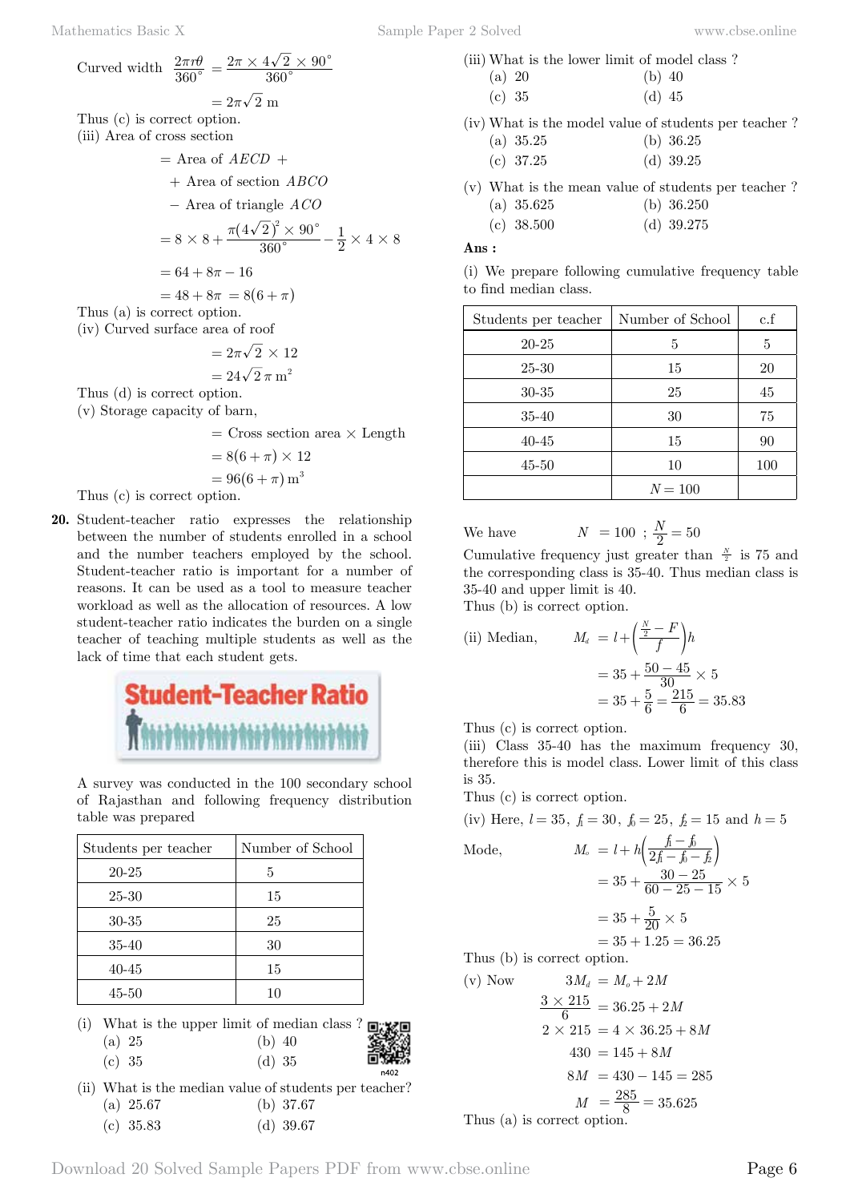Curved width $\frac{2\pi r\theta}{360^\circ} = \frac{2\pi \times 4\sqrt{2} \times 90^\circ}{360^\circ}$

$= 2\pi\sqrt{2}$ m

Thus (c) is correct option.

(iii) Area of cross section

$$= \text{Area of } AECD +$$
$$+ \text{Area of section } ABCO$$
$$- \text{Area of triangle } ACO$$
$$= 8 \times 8 + \frac{\pi(4\sqrt{2})^2 \times 90^\circ}{360^\circ} - \frac{1}{2} \times 4 \times 8$$
$$= 64 + 8\pi - 16$$
$$= 48 + 8\pi = 8(6 + \pi)$$

Thus (a) is correct option.

(iv) Curved surface area of roof

$$= 2\pi\sqrt{2} \times 12$$
$$= 24\sqrt{2}\,\pi \text{ m}^2$$

Thus (d) is correct option.

(v) Storage capacity of barn,

$$= \text{Cross section area} \times \text{Length}$$
$$= 8(6 + \pi) \times 12$$
$$= 96(6 + \pi) \text{ m}^3$$

Thus (c) is correct option.

**20.** Student-teacher ratio expresses the relationship between the number of students enrolled in a school and the number teachers employed by the school. Student-teacher ratio is important for a number of reasons. It can be used as a tool to measure teacher workload as well as the allocation of resources. A low student-teacher ratio indicates the burden on a single teacher of teaching multiple students as well as the lack of time that each student gets.

Student-Teacher Ratio

A survey was conducted in the 100 secondary school of Rajasthan and following frequency distribution table was prepared

| Students per teacher | Number of School |
|---|---|
| 20-25 | 5 |
| 25-30 | 15 |
| 30-35 | 25 |
| 35-40 | 30 |
| 40-45 | 15 |
| 45-50 | 10 |

(i) What is the upper limit of median class ?
(a) 25 (b) 40
(c) 35 (d) 35

(ii) What is the median value of students per teacher?
(a) 25.67 (b) 37.67
(c) 35.83 (d) 39.67

(iii) What is the lower limit of model class ?
(a) 20 (b) 40
(c) 35 (d) 45

(iv) What is the model value of students per teacher ?
(a) 35.25 (b) 36.25
(c) 37.25 (d) 39.25

(v) What is the mean value of students per teacher ?
(a) 35.625 (b) 36.250
(c) 38.500 (d) 39.275

**Ans :**

(i) We prepare following cumulative frequency table to find median class.

| Students per teacher | Number of School | c.f |
|---|---|---|
| 20-25 | 5 | 5 |
| 25-30 | 15 | 20 |
| 30-35 | 25 | 45 |
| 35-40 | 30 | 75 |
| 40-45 | 15 | 90 |
| 45-50 | 10 | 100 |
| | $N = 100$ | |

We have $N = 100$ ; $\frac{N}{2} = 50$

Cumulative frequency just greater than $\frac{N}{2}$ is 75 and the corresponding class is 35-40. Thus median class is 35-40 and upper limit is 40.

Thus (b) is correct option.

(ii) Median,

$$M_d = l + \left(\frac{\frac{N}{2} - F}{f}\right)h$$
$$= 35 + \frac{50 - 45}{30} \times 5$$
$$= 35 + \frac{5}{6} = \frac{215}{6} = 35.83$$

Thus (c) is correct option.

(iii) Class 35-40 has the maximum frequency 30, therefore this is model class. Lower limit of this class is 35.

Thus (c) is correct option.

(iv) Here, $l = 35$, $f_1 = 30$, $f_0 = 25$, $f_2 = 15$ and $h = 5$

Mode,

$$M_o = l + h\left(\frac{f_1 - f_0}{2f_1 - f_0 - f_2}\right)$$
$$= 35 + \frac{30 - 25}{60 - 25 - 15} \times 5$$
$$= 35 + \frac{5}{20} \times 5$$
$$= 35 + 1.25 = 36.25$$

Thus (b) is correct option.

(v) Now

$$3M_d = M_o + 2M$$
$$\frac{3 \times 215}{6} = 36.25 + 2M$$
$$2 \times 215 = 4 \times 36.25 + 8M$$
$$430 = 145 + 8M$$
$$8M = 430 - 145 = 285$$
$$M = \frac{285}{8} = 35.625$$

Thus (a) is correct option.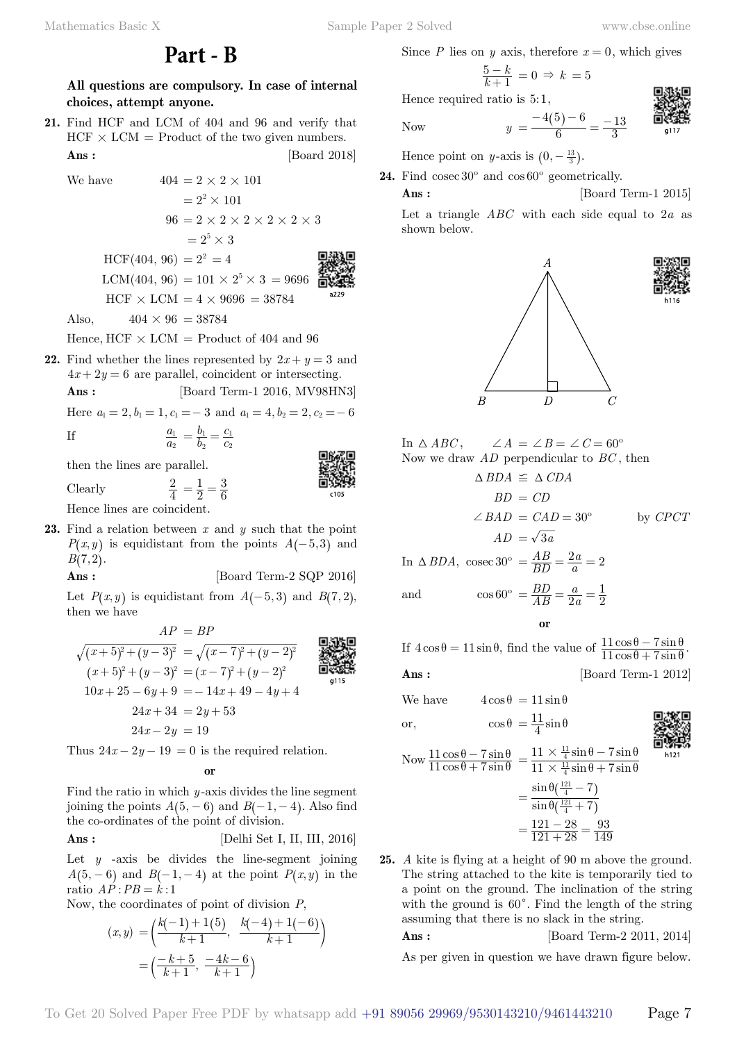# Part - B

**All questions are compulsory. In case of internal choices, attempt anyone.**

**21.** Find HCF and LCM of 404 and 96 and verify that HCF $\times$ LCM = Product of the two given numbers.

**Ans :** [Board 2018]

We have

$$404 = 2 \times 2 \times 101$$
$$= 2^2 \times 101$$
$$96 = 2 \times 2 \times 2 \times 2 \times 2 \times 3$$
$$= 2^5 \times 3$$
$$\text{HCF}(404, 96) = 2^2 = 4$$
$$\text{LCM}(404, 96) = 101 \times 2^5 \times 3 = 9696$$
$$\text{HCF} \times \text{LCM} = 4 \times 9696 = 38784$$

Also, $404 \times 96 = 38784$

Hence, HCF $\times$ LCM = Product of 404 and 96

**22.** Find whether the lines represented by $2x + y = 3$ and $4x + 2y = 6$ are parallel, coincident or intersecting.

**Ans :** [Board Term-1 2016, MV98HN3]

Here $a_1 = 2, b_1 = 1, c_1 = -3$ and $a_1 = 4, b_2 = 2, c_2 = -6$

If $$\frac{a_1}{a_2} = \frac{b_1}{b_2} = \frac{c_1}{c_2}$$

then the lines are parallel.

Clearly $$\frac{2}{4} = \frac{1}{2} = \frac{3}{6}$$

Hence lines are coincident.

**23.** Find a relation between $x$ and $y$ such that the point $P(x, y)$ is equidistant from the points $A(-5, 3)$ and $B(7, 2)$.

**Ans :** [Board Term-2 SQP 2016]

Let $P(x, y)$ is equidistant from $A(-5, 3)$ and $B(7, 2)$, then we have

$$AP = BP$$
$$\sqrt{(x+5)^2 + (y-3)^2} = \sqrt{(x-7)^2 + (y-2)^2}$$
$$(x+5)^2 + (y-3)^2 = (x-7)^2 + (y-2)^2$$
$$10x + 25 - 6y + 9 = -14x + 49 - 4y + 4$$
$$24x + 34 = 2y + 53$$
$$24x - 2y = 19$$

Thus $24x - 2y - 19 = 0$ is the required relation.

**or**

Find the ratio in which $y$-axis divides the line segment joining the points $A(5, -6)$ and $B(-1, -4)$. Also find the co-ordinates of the point of division.

**Ans :** [Delhi Set I, II, III, 2016]

Let $y$ -axis be divides the line-segment joining $A(5, -6)$ and $B(-1, -4)$ at the point $P(x, y)$ in the ratio $AP : PB = k : 1$

Now, the coordinates of point of division $P$,

$$(x, y) = \left(\frac{k(-1) + 1(5)}{k+1}, \frac{k(-4) + 1(-6)}{k+1}\right)$$
$$= \left(\frac{-k+5}{k+1}, \frac{-4k-6}{k+1}\right)$$

Since $P$ lies on $y$ axis, therefore $x = 0$, which gives

$$\frac{5-k}{k+1} = 0 \Rightarrow k = 5$$

Hence required ratio is 5:1,

Now $$y = \frac{-4(5) - 6}{6} = \frac{-13}{3}$$

Hence point on $y$-axis is $(0, -\frac{13}{3})$.

**24.** Find cosec $30^\circ$ and $\cos 60^\circ$ geometrically.

**Ans :** [Board Term-1 2015]

Let a triangle $ABC$ with each side equal to $2a$ as shown below.

In $\Delta ABC$, $\angle A = \angle B = \angle C = 60^\circ$

Now we draw $AD$ perpendicular to $BC$, then

$$\Delta BDA \cong \Delta CDA$$
$$BD = CD$$
$$\angle BAD = CAD = 30^\circ \quad \text{by } CPCT$$
$$AD = \sqrt{3a}$$

In $\Delta BDA$, $$\text{cosec } 30^\circ = \frac{AB}{BD} = \frac{2a}{a} = 2$$

and $$\cos 60^\circ = \frac{BD}{AB} = \frac{a}{2a} = \frac{1}{2}$$

**or**

If $4\cos\theta = 11\sin\theta$, find the value of $\frac{11\cos\theta - 7\sin\theta}{11\cos\theta + 7\sin\theta}$.

**Ans :** [Board Term-1 2012]

We have $$4\cos\theta = 11\sin\theta$$

or, $$\cos\theta = \frac{11}{4}\sin\theta$$

Now $$\frac{11\cos\theta - 7\sin\theta}{11\cos\theta + 7\sin\theta} = \frac{11 \times \frac{11}{4}\sin\theta - 7\sin\theta}{11 \times \frac{11}{4}\sin\theta + 7\sin\theta}$$
$$= \frac{\sin\theta(\frac{121}{4} - 7)}{\sin\theta(\frac{121}{4} + 7)}$$
$$= \frac{121 - 28}{121 + 28} = \frac{93}{149}$$

**25.** $A$ kite is flying at a height of 90 m above the ground. The string attached to the kite is temporarily tied to a point on the ground. The inclination of the string with the ground is $60^\circ$. Find the length of the string assuming that there is no slack in the string.

**Ans :** [Board Term-2 2011, 2014]

As per given in question we have drawn figure below.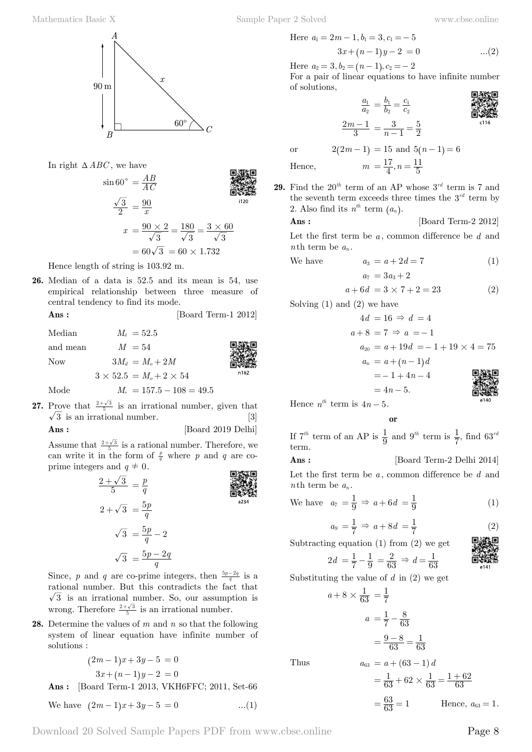In right $\Delta ABC$, we have

$$\sin 60^\circ = \frac{AB}{AC}$$

$$\frac{\sqrt{3}}{2} = \frac{90}{x}$$

$$x = \frac{90 \times 2}{\sqrt{3}} = \frac{180}{\sqrt{3}} = \frac{3 \times 60}{\sqrt{3}}$$

$$= 60\sqrt{3} = 60 \times 1.732$$

Hence length of string is 103.92 m.

**26.** Median of a data is 52.5 and its mean is 54, use empirical relationship between three measure of central tendency to find its mode.

**Ans :** [Board Term-1 2012]

Median $M_d = 52.5$

and mean $M = 54$

Now $3M_d = M_o + 2M$

$$3 \times 52.5 = M_o + 2 \times 54$$

Mode $M_o = 157.5 - 108 = 49.5$

**27.** Prove that $\frac{2+\sqrt{3}}{5}$ is an irrational number, given that $\sqrt{3}$ is an irrational number. [3]

**Ans :** [Board 2019 Delhi]

Assume that $\frac{2+\sqrt{3}}{5}$ is a rational number. Therefore, we can write it in the form of $\frac{p}{q}$ where $p$ and $q$ are co-prime integers and $q \neq 0$.

$$\frac{2+\sqrt{3}}{5} = \frac{p}{q}$$

$$2+\sqrt{3} = \frac{5p}{q}$$

$$\sqrt{3} = \frac{5p}{q} - 2$$

$$\sqrt{3} = \frac{5p-2q}{q}$$

Since, $p$ and $q$ are co-prime integers, then $\frac{5p-2q}{q}$ is a rational number. But this contradicts the fact that $\sqrt{3}$ is an irrational number. So, our assumption is wrong. Therefore $\frac{2+\sqrt{3}}{5}$ is an irrational number.

**28.** Determine the values of $m$ and $n$ so that the following system of linear equation have infinite number of solutions :

$$(2m-1)x + 3y - 5 = 0$$

$$3x + (n-1)y - 2 = 0$$

**Ans :** [Board Term-1 2013, VKH6FFC; 2011, Set-66

We have $(2m-1)x + 3y - 5 = 0$ ...(1)

Here $a_1 = 2m-1, b_1 = 3, c_1 = -5$

$$3x + (n-1)y - 2 = 0 \quad ...(2)$$

Here $a_2 = 3, b_2 = (n-1), c_2 = -2$

For a pair of linear equations to have infinite number of solutions,

$$\frac{a_1}{a_2} = \frac{b_1}{b_2} = \frac{c_1}{c_2}$$

$$\frac{2m-1}{3} = \frac{3}{n-1} = \frac{5}{2}$$

or $2(2m-1) = 15$ and $5(n-1) = 6$

Hence, $m = \frac{17}{4}, n = \frac{11}{5}$

**29.** Find the $20^{th}$ term of an AP whose $3^{rd}$ term is 7 and the seventh term exceeds three times the $3^{rd}$ term by 2. Also find its $n^{th}$ term $(a_n)$.

**Ans :** [Board Term-2 2012]

Let the first term be $a$, common difference be $d$ and $n$th term be $a_n$.

We have $a_3 = a + 2d = 7$ (1)

$$a_7 = 3a_3 + 2$$

$$a + 6d = 3 \times 7 + 2 = 23 \quad (2)$$

Solving (1) and (2) we have

$$4d = 16 \Rightarrow d = 4$$

$$a + 8 = 7 \Rightarrow a = -1$$

$$a_{20} = a + 19d = -1 + 19 \times 4 = 75$$

$$a_n = a + (n-1)d$$

$$= -1 + 4n - 4$$

$$= 4n - 5.$$

Hence $n^{th}$ term is $4n-5$.

**or**

If $7^{th}$ term of an AP is $\frac{1}{9}$ and $9^{th}$ term is $\frac{1}{7}$, find $63^{rd}$ term.

**Ans :** [Board Term-2 Delhi 2014]

Let the first term be $a$, common difference be $d$ and $n$th term be $a_n$.

We have $a_7 = \frac{1}{9} \Rightarrow a + 6d = \frac{1}{9}$ (1)

$$a_9 = \frac{1}{7} \Rightarrow a + 8d = \frac{1}{7} \quad (2)$$

Subtracting equation (1) from (2) we get

$$2d = \frac{1}{7} - \frac{1}{9} = \frac{2}{63} \Rightarrow d = \frac{1}{63}$$

Substituting the value of $d$ in (2) we get

$$a + 8 \times \frac{1}{63} = \frac{1}{7}$$

$$a = \frac{1}{7} - \frac{8}{63}$$

$$= \frac{9-8}{63} = \frac{1}{63}$$

Thus

$$a_{63} = a + (63-1)d$$

$$= \frac{1}{63} + 62 \times \frac{1}{63} = \frac{1+62}{63}$$

$$= \frac{63}{63} = 1$$

Hence, $a_{63} = 1$.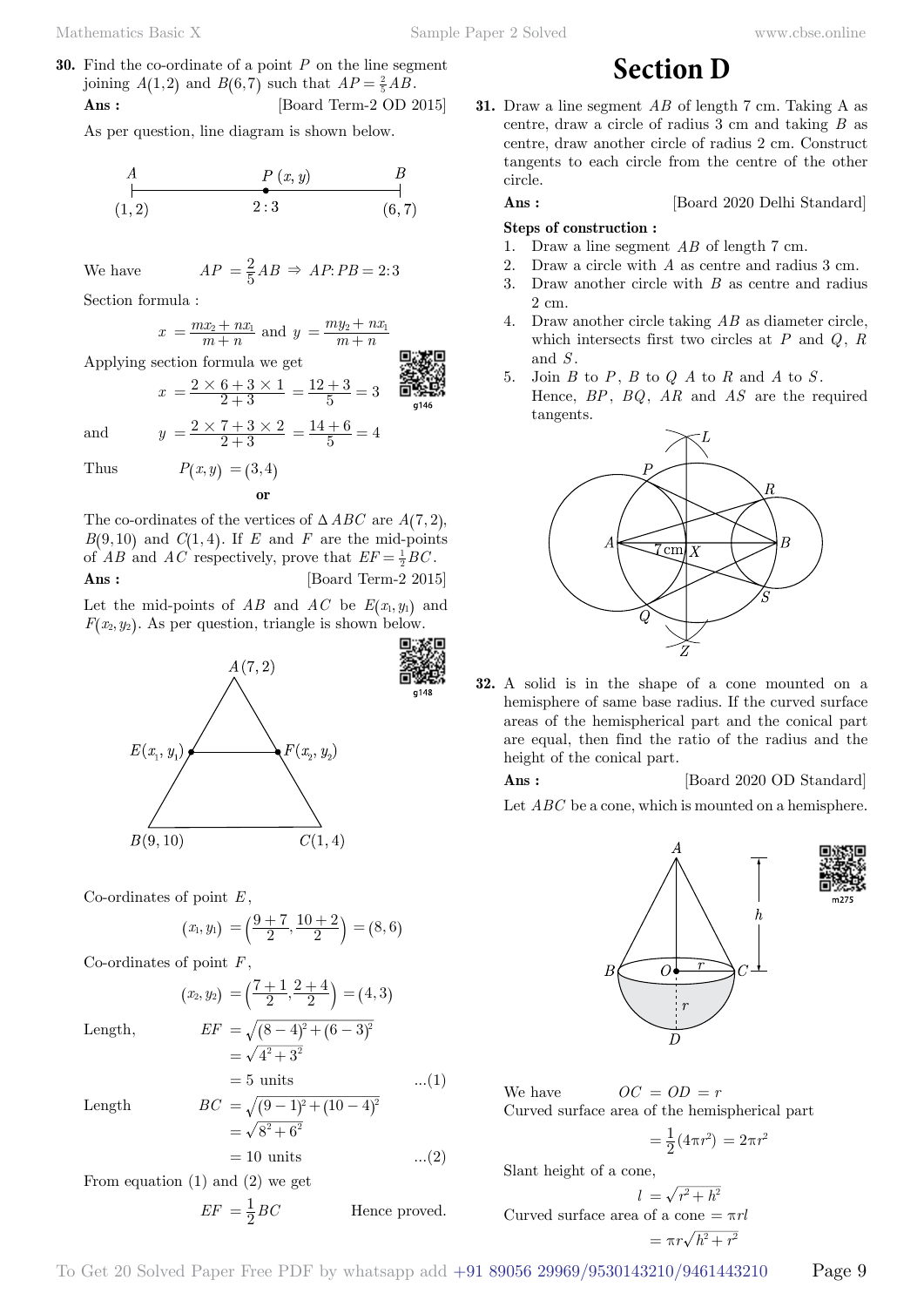**30.** Find the co-ordinate of a point $P$ on the line segment joining $A(1,2)$ and $B(6,7)$ such that $AP = \frac{2}{5}AB$.

**Ans :** [Board Term-2 OD 2015]

As per question, line diagram is shown below.

We have $$AP = \frac{2}{5}AB \Rightarrow AP:PB = 2:3$$

Section formula :

$$x = \frac{mx_2 + nx_1}{m+n} \text{ and } y = \frac{my_2 + ny_1}{m+n}$$

Applying section formula we get

$$x = \frac{2 \times 6 + 3 \times 1}{2+3} = \frac{12+3}{5} = 3$$

and $$y = \frac{2 \times 7 + 3 \times 2}{2+3} = \frac{14+6}{5} = 4$$

Thus $$P(x,y) = (3,4)$$

**or**

The co-ordinates of the vertices of $\Delta ABC$ are $A(7,2)$, $B(9,10)$ and $C(1,4)$. If $E$ and $F$ are the mid-points of $AB$ and $AC$ respectively, prove that $EF = \frac{1}{2}BC$.

**Ans :** [Board Term-2 2015]

Let the mid-points of $AB$ and $AC$ be $E(x_1, y_1)$ and $F(x_2, y_2)$. As per question, triangle is shown below.

Co-ordinates of point $E$,

$$(x_1, y_1) = \left(\frac{9+7}{2}, \frac{10+2}{2}\right) = (8,6)$$

Co-ordinates of point $F$,

$$(x_2, y_2) = \left(\frac{7+1}{2}, \frac{2+4}{2}\right) = (4,3)$$

Length, $$EF = \sqrt{(8-4)^2 + (6-3)^2} = \sqrt{4^2 + 3^2} = 5 \text{ units} \quad ...(1)$$

Length $$BC = \sqrt{(9-1)^2 + (10-4)^2} = \sqrt{8^2 + 6^2} = 10 \text{ units} \quad ...(2)$$

From equation (1) and (2) we get

$$EF = \frac{1}{2}BC$$ Hence proved.

# Section D

**31.** Draw a line segment $AB$ of length 7 cm. Taking A as centre, draw a circle of radius 3 cm and taking $B$ as centre, draw another circle of radius 2 cm. Construct tangents to each circle from the centre of the other circle.

**Ans :** [Board 2020 Delhi Standard]

**Steps of construction :**

1. Draw a line segment $AB$ of length 7 cm.
2. Draw a circle with $A$ as centre and radius 3 cm.
3. Draw another circle with $B$ as centre and radius 2 cm.
4. Draw another circle taking $AB$ as diameter circle, which intersects first two circles at $P$ and $Q$, $R$ and $S$.
5. Join $B$ to $P$, $B$ to $Q$ $A$ to $R$ and $A$ to $S$. Hence, $BP$, $BQ$, $AR$ and $AS$ are the required tangents.

**32.** A solid is in the shape of a cone mounted on a hemisphere of same base radius. If the curved surface areas of the hemispherical part and the conical part are equal, then find the ratio of the radius and the height of the conical part.

**Ans :** [Board 2020 OD Standard]

Let $ABC$ be a cone, which is mounted on a hemisphere.

We have $$OC = OD = r$$

Curved surface area of the hemispherical part

$$= \frac{1}{2}(4\pi r^2) = 2\pi r^2$$

Slant height of a cone,

$$l = \sqrt{r^2 + h^2}$$

Curved surface area of a cone $= \pi rl$

$$= \pi r\sqrt{h^2 + r^2}$$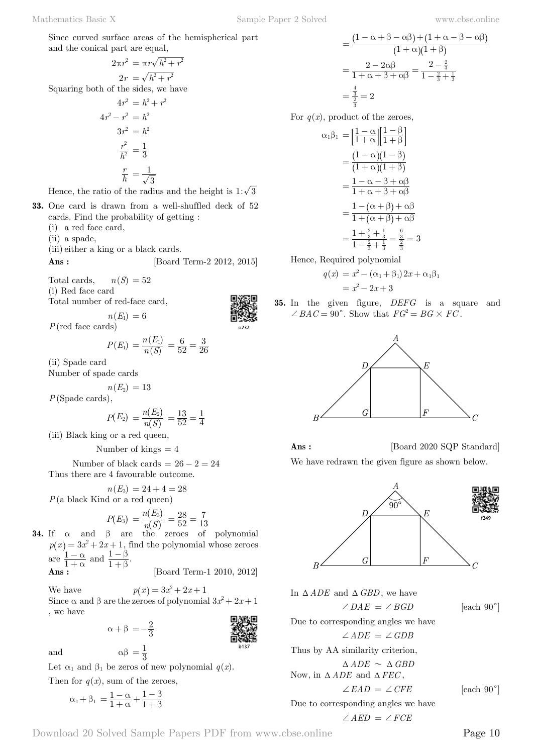Since curved surface areas of the hemispherical part and the conical part are equal,

$$2\pi r^2 = \pi r\sqrt{h^2 + r^2}$$

$$2r = \sqrt{h^2 + r^2}$$

Squaring both of the sides, we have

$$4r^2 = h^2 + r^2$$

$$4r^2 - r^2 = h^2$$

$$3r^2 = h^2$$

$$\frac{r^2}{h^2} = \frac{1}{3}$$

$$\frac{r}{h} = \frac{1}{\sqrt{3}}$$

Hence, the ratio of the radius and the height is $1 : \sqrt{3}$

**33.** One card is drawn from a well-shuffled deck of 52 cards. Find the probability of getting :
(i) a red face card,
(ii) a spade,
(iii) either a king or a black cards.

**Ans :** [Board Term-2 2012, 2015]

Total cards, $n(S) = 52$

(i) Red face card

Total number of red-face card,

$$n(E_1) = 6$$

$P$(red face cards)

$$P(E_1) = \frac{n(E_1)}{n(S)} = \frac{6}{52} = \frac{3}{26}$$

(ii) Spade card

Number of spade cards

$$n(E_2) = 13$$

$P$(Spade cards),

$$P(E_2) = \frac{n(E_2)}{n(S)} = \frac{13}{52} = \frac{1}{4}$$

(iii) Black king or a red queen,

Number of kings $= 4$

Number of black cards $= 26 - 2 = 24$

Thus there are 4 favourable outcome.

$$n(E_3) = 24 + 4 = 28$$

$P$(a black Kind or a red queen)

$$P(E_3) = \frac{n(E_3)}{n(S)} = \frac{28}{52} = \frac{7}{13}$$

**34.** If $\alpha$ and $\beta$ are the zeroes of polynomial $p(x) = 3x^2 + 2x + 1$, find the polynomial whose zeroes are $\frac{1-\alpha}{1+\alpha}$ and $\frac{1-\beta}{1+\beta}$.

**Ans :** [Board Term-1 2010, 2012]

We have $p(x) = 3x^2 + 2x + 1$

Since $\alpha$ and $\beta$ are the zeroes of polynomial $3x^2 + 2x + 1$, we have

$$\alpha + \beta = -\frac{2}{3}$$

and

$$\alpha\beta = \frac{1}{3}$$

Let $\alpha_1$ and $\beta_1$ be zeros of new polynomial $q(x)$.

Then for $q(x)$, sum of the zeroes,

$$\alpha_1 + \beta_1 = \frac{1-\alpha}{1+\alpha} + \frac{1-\beta}{1+\beta}$$

$$= \frac{(1 - \alpha + \beta - \alpha\beta) + (1 + \alpha - \beta - \alpha\beta)}{(1+\alpha)(1+\beta)}$$

$$= \frac{2 - 2\alpha\beta}{1 + \alpha + \beta + \alpha\beta} = \frac{2 - \frac{2}{3}}{1 - \frac{2}{3} + \frac{1}{3}}$$

$$= \frac{\frac{4}{3}}{\frac{2}{3}} = 2$$

For $q(x)$, product of the zeroes,

$$\alpha_1\beta_1 = \left[\frac{1-\alpha}{1+\alpha}\right]\left[\frac{1-\beta}{1+\beta}\right]$$

$$= \frac{(1-\alpha)(1-\beta)}{(1+\alpha)(1+\beta)}$$

$$= \frac{1 - \alpha - \beta + \alpha\beta}{1 + \alpha + \beta + \alpha\beta}$$

$$= \frac{1 - (\alpha + \beta) + \alpha\beta}{1 + (\alpha + \beta) + \alpha\beta}$$

$$= \frac{1 + \frac{2}{3} + \frac{1}{3}}{1 - \frac{2}{3} + \frac{1}{3}} = \frac{\frac{6}{3}}{\frac{2}{3}} = 3$$

Hence, Required polynomial

$$q(x) = x^2 - (\alpha_1 + \beta_1)2x + \alpha_1\beta_1$$

$$= x^2 - 2x + 3$$

**35.** In the given figure, $DEFG$ is a square and $\angle BAC = 90^\circ$. Show that $FG^2 = BG \times FC$.

**Ans :** [Board 2020 SQP Standard]

We have redrawn the given figure as shown below.

In $\Delta\, ADE$ and $\Delta\, GBD$, we have

$$\angle DAE = \angle BGD \qquad \text{[each } 90^\circ\text{]}$$

Due to corresponding angles we have

$$\angle ADE = \angle GDB$$

Thus by AA similarity criterion,

$$\Delta\, ADE \sim \Delta\, GBD$$

Now, in $\Delta\, ADE$ and $\Delta\, FEC$,

$$\angle EAD = \angle CFE \qquad \text{[each } 90^\circ\text{]}$$

Due to corresponding angles we have

$$\angle AED = \angle FCE$$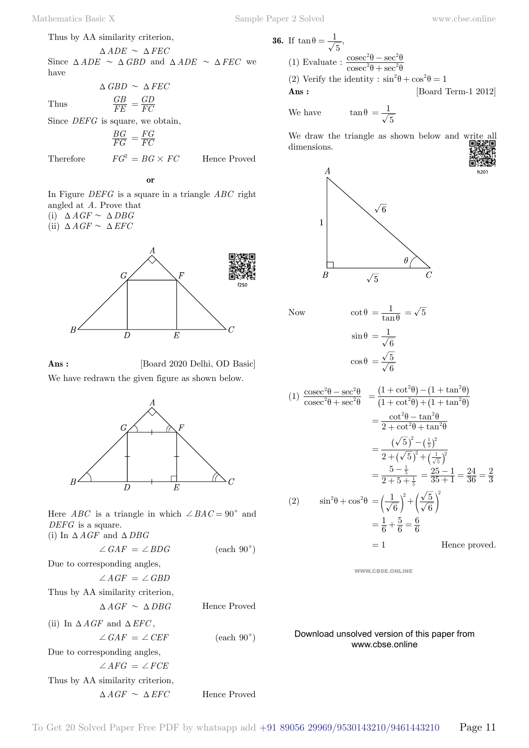Thus by AA similarity criterion,

$$\Delta ADE \sim \Delta FEC$$

Since $\Delta ADE \sim \Delta GBD$ and $\Delta ADE \sim \Delta FEC$ we have

$$\Delta GBD \sim \Delta FEC$$

Thus $$\frac{GB}{FE} = \frac{GD}{FC}$$

Since $DEFG$ is square, we obtain,

$$\frac{BG}{FG} = \frac{FG}{FC}$$

Therefore $FG^2 = BG \times FC$ Hence Proved

**or**

In Figure $DEFG$ is a square in a triangle $ABC$ right angled at $A$. Prove that

(i) $\Delta AGF \sim \Delta DBG$

(ii) $\Delta AGF \sim \Delta EFC$

f250

**Ans :** [Board 2020 Delhi, OD Basic]

We have redrawn the given figure as shown below.

Here $ABC$ is a triangle in which $\angle BAC = 90^\circ$ and $DEFG$ is a square.

(i) In $\Delta AGF$ and $\Delta DBG$

$$\angle GAF = \angle BDG \qquad \text{(each } 90^\circ\text{)}$$

Due to corresponding angles,

$$\angle AGF = \angle GBD$$

Thus by AA similarity criterion,

$$\Delta AGF \sim \Delta DBG \qquad \text{Hence Proved}$$

(ii) In $\Delta AGF$ and $\Delta EFC$,

$$\angle GAF = \angle CEF \qquad \text{(each } 90^\circ\text{)}$$

Due to corresponding angles,

$$\angle AFG = \angle FCE$$

Thus by AA similarity criterion,

$$\Delta AGF \sim \Delta EFC \qquad \text{Hence Proved}$$

**36.** If $\tan\theta = \frac{1}{\sqrt{5}}$,

(1) Evaluate : $\frac{\text{cosec}^2\theta - \sec^2\theta}{\text{cosec}^2\theta + \sec^2\theta}$

(2) Verify the identity : $\sin^2\theta + \cos^2\theta = 1$

**Ans :** [Board Term-1 2012]

We have $\tan\theta = \frac{1}{\sqrt{5}}$

We draw the triangle as shown below and write all dimensions.

h201

Now

$$\cot\theta = \frac{1}{\tan\theta} = \sqrt{5}$$

$$\sin\theta = \frac{1}{\sqrt{6}}$$

$$\cos\theta = \frac{\sqrt{5}}{\sqrt{6}}$$

(1)
$$\frac{\text{cosec}^2\theta - \sec^2\theta}{\text{cosec}^2\theta + \sec^2\theta} = \frac{(1+\cot^2\theta)-(1+\tan^2\theta)}{(1+\cot^2\theta)+(1+\tan^2\theta)}$$

$$= \frac{\cot^2\theta - \tan^2\theta}{2+\cot^2\theta + \tan^2\theta}$$

$$= \frac{(\sqrt{5})^2 - (\frac{1}{5})^2}{2+(\sqrt{5})^2+(\frac{1}{\sqrt{5}})^2}$$

$$= \frac{5-\frac{1}{5}}{2+5+\frac{1}{5}} = \frac{25-1}{35+1} = \frac{24}{36} = \frac{2}{3}$$

(2)
$$\sin^2\theta + \cos^2\theta = \left(\frac{1}{\sqrt{6}}\right)^2 + \left(\frac{\sqrt{5}}{\sqrt{6}}\right)^2$$

$$= \frac{1}{6} + \frac{5}{6} = \frac{6}{6}$$

$$= 1 \qquad \text{Hence proved.}$$

Download unsolved version of this paper from www.cbse.online